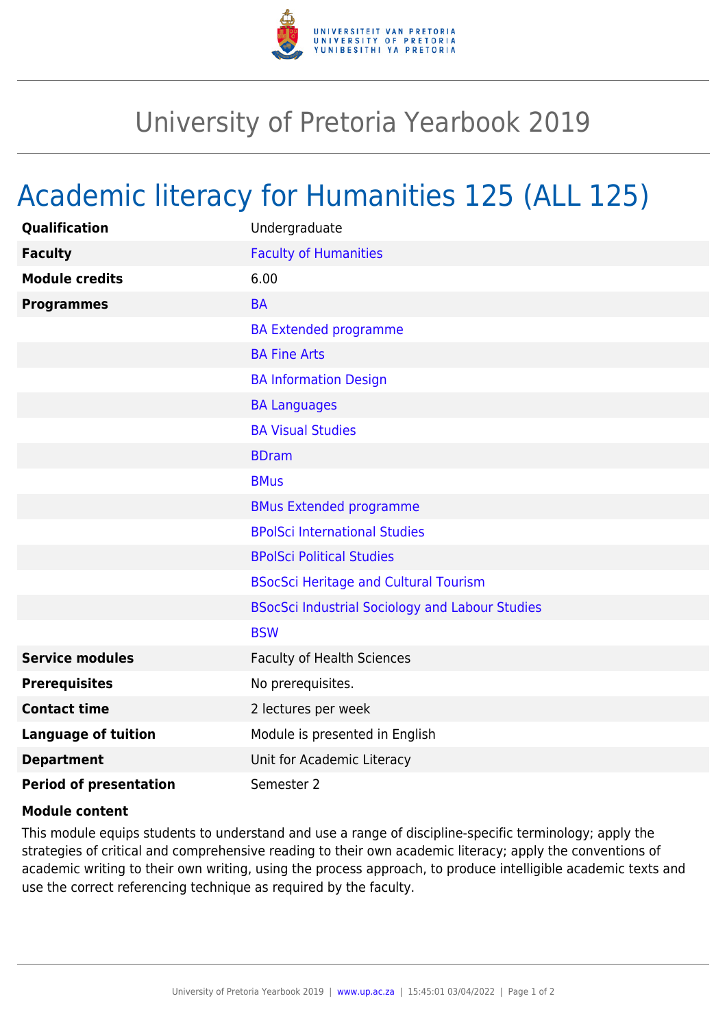# University of Pretoria Yearbook 2019

## Academic literacy for Humanities 125 (ALL 125)

| | |
|---|---|
| **Qualification** | Undergraduate |
| **Faculty** | Faculty of Humanities |
| **Module credits** | 6.00 |
| **Programmes** | BA |
| | BA Extended programme |
| | BA Fine Arts |
| | BA Information Design |
| | BA Languages |
| | BA Visual Studies |
| | BDram |
| | BMus |
| | BMus Extended programme |
| | BPolSci International Studies |
| | BPolSci Political Studies |
| | BSocSci Heritage and Cultural Tourism |
| | BSocSci Industrial Sociology and Labour Studies |
| | BSW |
| **Service modules** | Faculty of Health Sciences |
| **Prerequisites** | No prerequisites. |
| **Contact time** | 2 lectures per week |
| **Language of tuition** | Module is presented in English |
| **Department** | Unit for Academic Literacy |
| **Period of presentation** | Semester 2 |

**Module content**

This module equips students to understand and use a range of discipline-specific terminology; apply the strategies of critical and comprehensive reading to their own academic literacy; apply the conventions of academic writing to their own writing, using the process approach, to produce intelligible academic texts and use the correct referencing technique as required by the faculty.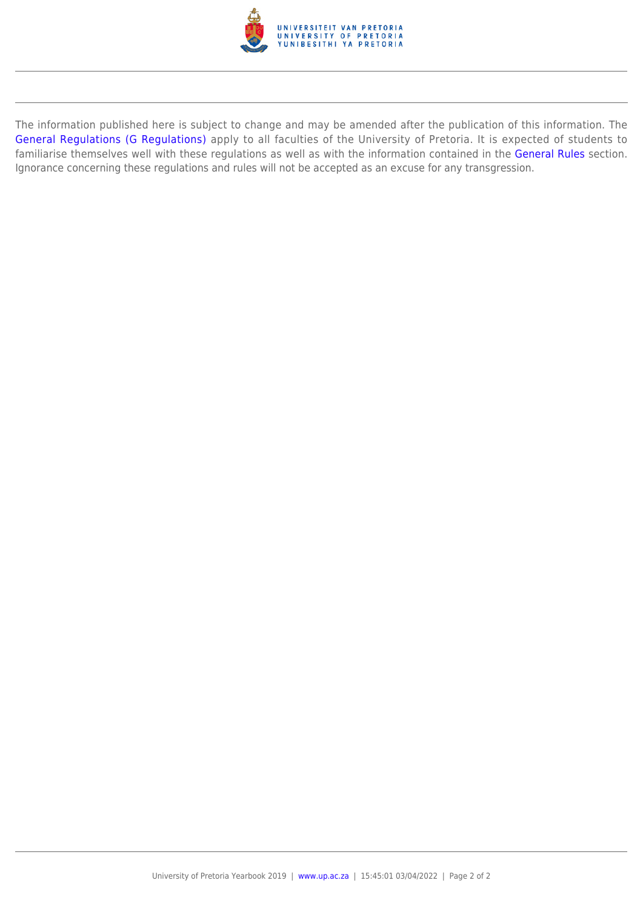The information published here is subject to change and may be amended after the publication of this information. The General Regulations (G Regulations) apply to all faculties of the University of Pretoria. It is expected of students to familiarise themselves well with these regulations as well as with the information contained in the General Rules section. Ignorance concerning these regulations and rules will not be accepted as an excuse for any transgression.